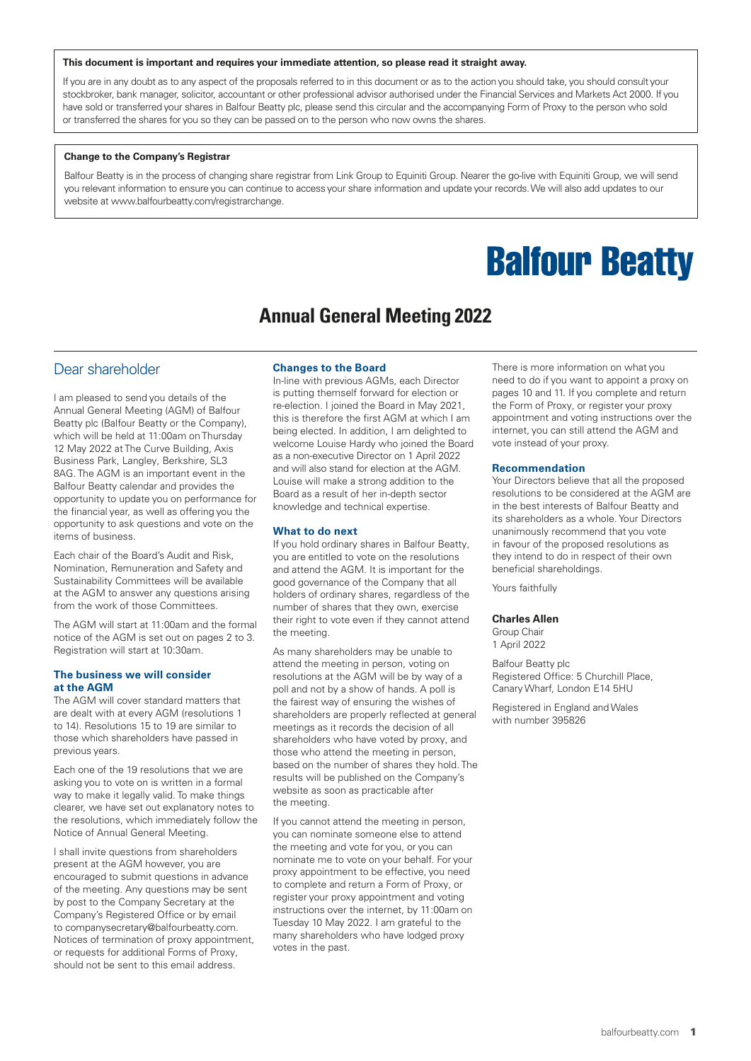**This document is important and requires your immediate attention, so please read it straight away.**

If you are in any doubt as to any aspect of the proposals referred to in this document or as to the action you should take, you should consult your stockbroker, bank manager, solicitor, accountant or other professional advisor authorised under the Financial Services and Markets Act 2000. If you have sold or transferred your shares in Balfour Beatty plc, please send this circular and the accompanying Form of Proxy to the person who sold or transferred the shares for you so they can be passed on to the person who now owns the shares.

**Change to the Company's Registrar**

Balfour Beatty is in the process of changing share registrar from Link Group to Equiniti Group. Nearer the go-live with Equiniti Group, we will send you relevant information to ensure you can continue to access your share information and update your records. We will also add updates to our website at www.balfourbeatty.com/registrarchange.

Balfour Beatty

# Annual General Meeting 2022

## Dear shareholder

I am pleased to send you details of the Annual General Meeting (AGM) of Balfour Beatty plc (Balfour Beatty or the Company), which will be held at 11:00am on Thursday 12 May 2022 at The Curve Building, Axis Business Park, Langley, Berkshire, SL3 8AG. The AGM is an important event in the Balfour Beatty calendar and provides the opportunity to update you on performance for the financial year, as well as offering you the opportunity to ask questions and vote on the items of business.

Each chair of the Board's Audit and Risk, Nomination, Remuneration and Safety and Sustainability Committees will be available at the AGM to answer any questions arising from the work of those Committees.

The AGM will start at 11:00am and the formal notice of the AGM is set out on pages 2 to 3. Registration will start at 10:30am.

### The business we will consider at the AGM

The AGM will cover standard matters that are dealt with at every AGM (resolutions 1 to 14). Resolutions 15 to 19 are similar to those which shareholders have passed in previous years.

Each one of the 19 resolutions that we are asking you to vote on is written in a formal way to make it legally valid. To make things clearer, we have set out explanatory notes to the resolutions, which immediately follow the Notice of Annual General Meeting.

I shall invite questions from shareholders present at the AGM however, you are encouraged to submit questions in advance of the meeting. Any questions may be sent by post to the Company Secretary at the Company's Registered Office or by email to companysecretary@balfourbeatty.com. Notices of termination of proxy appointment, or requests for additional Forms of Proxy, should not be sent to this email address.

### Changes to the Board

In-line with previous AGMs, each Director is putting themself forward for election or re-election. I joined the Board in May 2021, this is therefore the first AGM at which I am being elected. In addition, I am delighted to welcome Louise Hardy who joined the Board as a non-executive Director on 1 April 2022 and will also stand for election at the AGM. Louise will make a strong addition to the Board as a result of her in-depth sector knowledge and technical expertise.

### What to do next

If you hold ordinary shares in Balfour Beatty, you are entitled to vote on the resolutions and attend the AGM. It is important for the good governance of the Company that all holders of ordinary shares, regardless of the number of shares that they own, exercise their right to vote even if they cannot attend the meeting.

As many shareholders may be unable to attend the meeting in person, voting on resolutions at the AGM will be by way of a poll and not by a show of hands. A poll is the fairest way of ensuring the wishes of shareholders are properly reflected at general meetings as it records the decision of all shareholders who have voted by proxy, and those who attend the meeting in person, based on the number of shares they hold. The results will be published on the Company's website as soon as practicable after the meeting.

If you cannot attend the meeting in person, you can nominate someone else to attend the meeting and vote for you, or you can nominate me to vote on your behalf. For your proxy appointment to be effective, you need to complete and return a Form of Proxy, or register your proxy appointment and voting instructions over the internet, by 11:00am on Tuesday 10 May 2022. I am grateful to the many shareholders who have lodged proxy votes in the past.

There is more information on what you need to do if you want to appoint a proxy on pages 10 and 11. If you complete and return the Form of Proxy, or register your proxy appointment and voting instructions over the internet, you can still attend the AGM and vote instead of your proxy.

### Recommendation

Your Directors believe that all the proposed resolutions to be considered at the AGM are in the best interests of Balfour Beatty and its shareholders as a whole. Your Directors unanimously recommend that you vote in favour of the proposed resolutions as they intend to do in respect of their own beneficial shareholdings.

Yours faithfully

**Charles Allen**
Group Chair
1 April 2022

Balfour Beatty plc
Registered Office: 5 Churchill Place, Canary Wharf, London E14 5HU

Registered in England and Wales with number 395826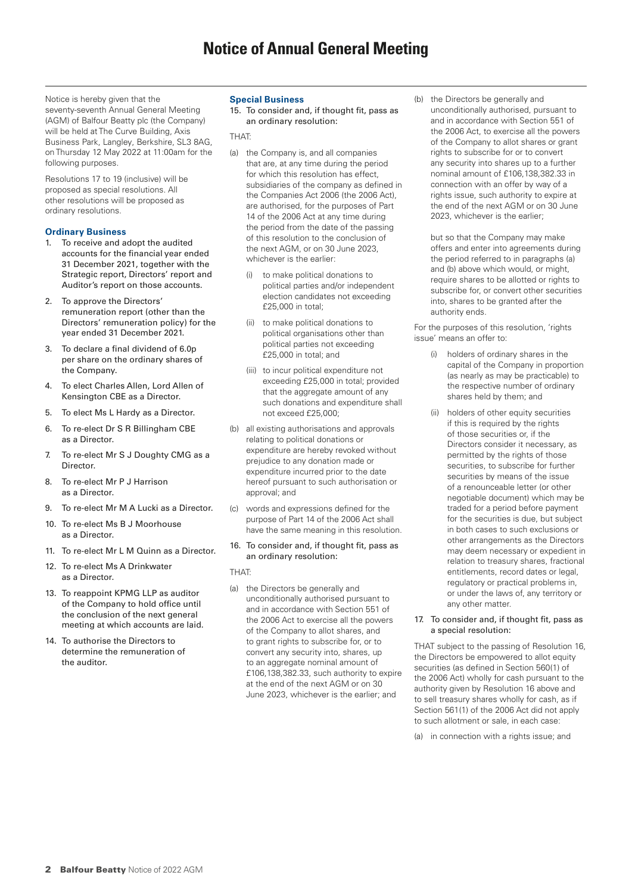# Notice of Annual General Meeting

Notice is hereby given that the seventy-seventh Annual General Meeting (AGM) of Balfour Beatty plc (the Company) will be held at The Curve Building, Axis Business Park, Langley, Berkshire, SL3 8AG, on Thursday 12 May 2022 at 11:00am for the following purposes.

Resolutions 17 to 19 (inclusive) will be proposed as special resolutions. All other resolutions will be proposed as ordinary resolutions.

### Ordinary Business

1. To receive and adopt the audited accounts for the financial year ended 31 December 2021, together with the Strategic report, Directors' report and Auditor's report on those accounts.
2. To approve the Directors' remuneration report (other than the Directors' remuneration policy) for the year ended 31 December 2021.
3. To declare a final dividend of 6.0p per share on the ordinary shares of the Company.
4. To elect Charles Allen, Lord Allen of Kensington CBE as a Director.
5. To elect Ms L Hardy as a Director.
6. To re-elect Dr S R Billingham CBE as a Director.
7. To re-elect Mr S J Doughty CMG as a Director.
8. To re-elect Mr P J Harrison as a Director.
9. To re-elect Mr M A Lucki as a Director.
10. To re-elect Ms B J Moorhouse as a Director.
11. To re-elect Mr L M Quinn as a Director.
12. To re-elect Ms A Drinkwater as a Director.
13. To reappoint KPMG LLP as auditor of the Company to hold office until the conclusion of the next general meeting at which accounts are laid.
14. To authorise the Directors to determine the remuneration of the auditor.

### Special Business

15. To consider and, if thought fit, pass as an ordinary resolution:

THAT:

(a) the Company is, and all companies that are, at any time during the period for which this resolution has effect, subsidiaries of the company as defined in the Companies Act 2006 (the 2006 Act), are authorised, for the purposes of Part 14 of the 2006 Act at any time during the period from the date of the passing of this resolution to the conclusion of the next AGM, or on 30 June 2023, whichever is the earlier:

   (i) to make political donations to political parties and/or independent election candidates not exceeding £25,000 in total;

   (ii) to make political donations to political organisations other than political parties not exceeding £25,000 in total; and

   (iii) to incur political expenditure not exceeding £25,000 in total; provided that the aggregate amount of any such donations and expenditure shall not exceed £25,000;

(b) all existing authorisations and approvals relating to political donations or expenditure are hereby revoked without prejudice to any donation made or expenditure incurred prior to the date hereof pursuant to such authorisation or approval; and

(c) words and expressions defined for the purpose of Part 14 of the 2006 Act shall have the same meaning in this resolution.

16. To consider and, if thought fit, pass as an ordinary resolution:

THAT:

(a) the Directors be generally and unconditionally authorised pursuant to and in accordance with Section 551 of the 2006 Act to exercise all the powers of the Company to allot shares, and to grant rights to subscribe for, or to convert any security into, shares, up to an aggregate nominal amount of £106,138,382.33, such authority to expire at the end of the next AGM or on 30 June 2023, whichever is the earlier; and

(b) the Directors be generally and unconditionally authorised, pursuant to and in accordance with Section 551 of the 2006 Act, to exercise all the powers of the Company to allot shares or grant rights to subscribe for or to convert any security into shares up to a further nominal amount of £106,138,382.33 in connection with an offer by way of a rights issue, such authority to expire at the end of the next AGM or on 30 June 2023, whichever is the earlier;

   but so that the Company may make offers and enter into agreements during the period referred to in paragraphs (a) and (b) above which would, or might, require shares to be allotted or rights to subscribe for, or convert other securities into, shares to be granted after the authority ends.

For the purposes of this resolution, 'rights issue' means an offer to:

   (i) holders of ordinary shares in the capital of the Company in proportion (as nearly as may be practicable) to the respective number of ordinary shares held by them; and

   (ii) holders of other equity securities if this is required by the rights of those securities or, if the Directors consider it necessary, as permitted by the rights of those securities, to subscribe for further securities by means of the issue of a renounceable letter (or other negotiable document) which may be traded for a period before payment for the securities is due, but subject in both cases to such exclusions or other arrangements as the Directors may deem necessary or expedient in relation to treasury shares, fractional entitlements, record dates or legal, regulatory or practical problems in, or under the laws of, any territory or any other matter.

17. To consider and, if thought fit, pass as a special resolution:

THAT subject to the passing of Resolution 16, the Directors be empowered to allot equity securities (as defined in Section 560(1) of the 2006 Act) wholly for cash pursuant to the authority given by Resolution 16 above and to sell treasury shares wholly for cash, as if Section 561(1) of the 2006 Act did not apply to such allotment or sale, in each case:

(a) in connection with a rights issue; and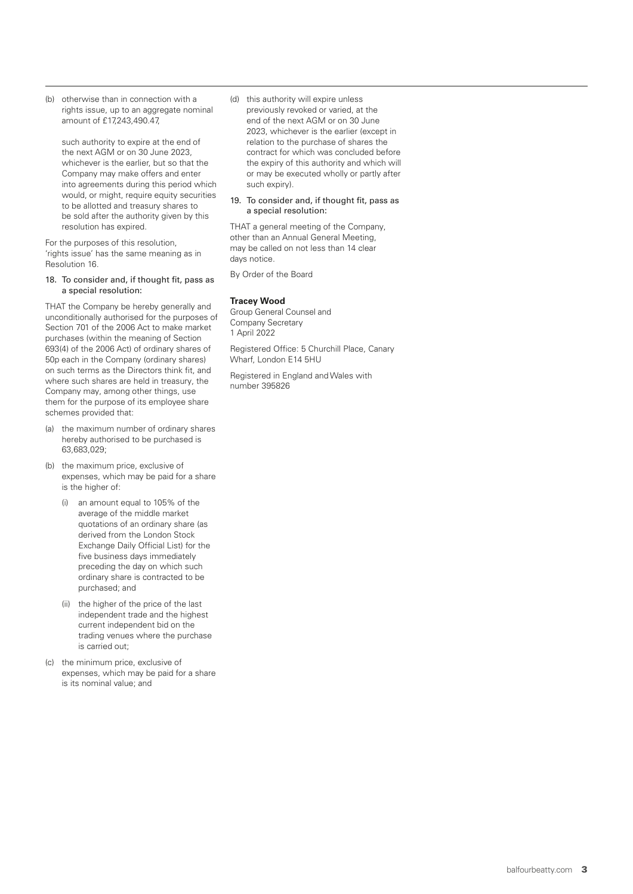(b) otherwise than in connection with a rights issue, up to an aggregate nominal amount of £17,243,490.47,

such authority to expire at the end of the next AGM or on 30 June 2023, whichever is the earlier, but so that the Company may make offers and enter into agreements during this period which would, or might, require equity securities to be allotted and treasury shares to be sold after the authority given by this resolution has expired.

For the purposes of this resolution, 'rights issue' has the same meaning as in Resolution 16.

18. To consider and, if thought fit, pass as a special resolution:

THAT the Company be hereby generally and unconditionally authorised for the purposes of Section 701 of the 2006 Act to make market purchases (within the meaning of Section 693(4) of the 2006 Act) of ordinary shares of 50p each in the Company (ordinary shares) on such terms as the Directors think fit, and where such shares are held in treasury, the Company may, among other things, use them for the purpose of its employee share schemes provided that:

(a) the maximum number of ordinary shares hereby authorised to be purchased is 63,683,029;

(b) the maximum price, exclusive of expenses, which may be paid for a share is the higher of:

   (i) an amount equal to 105% of the average of the middle market quotations of an ordinary share (as derived from the London Stock Exchange Daily Official List) for the five business days immediately preceding the day on which such ordinary share is contracted to be purchased; and

   (ii) the higher of the price of the last independent trade and the highest current independent bid on the trading venues where the purchase is carried out;

(c) the minimum price, exclusive of expenses, which may be paid for a share is its nominal value; and

(d) this authority will expire unless previously revoked or varied, at the end of the next AGM or on 30 June 2023, whichever is the earlier (except in relation to the purchase of shares the contract for which was concluded before the expiry of this authority and which will or may be executed wholly or partly after such expiry).

19. To consider and, if thought fit, pass as a special resolution:

THAT a general meeting of the Company, other than an Annual General Meeting, may be called on not less than 14 clear days notice.

By Order of the Board

**Tracey Wood**
Group General Counsel and Company Secretary
1 April 2022

Registered Office: 5 Churchill Place, Canary Wharf, London E14 5HU

Registered in England and Wales with number 395826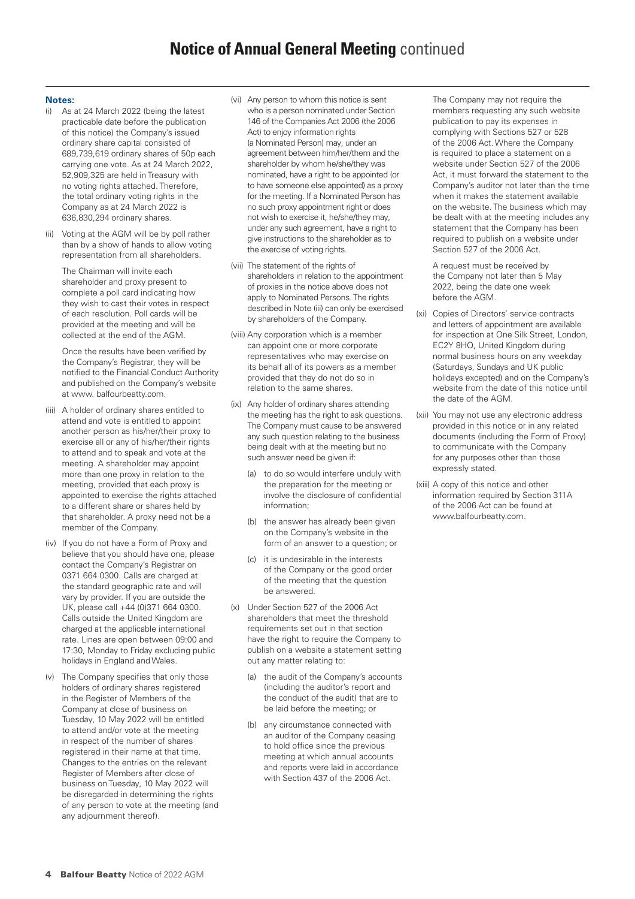# Notice of Annual General Meeting continued

**Notes:**

(i) As at 24 March 2022 (being the latest practicable date before the publication of this notice) the Company's issued ordinary share capital consisted of 689,739,619 ordinary shares of 50p each carrying one vote. As at 24 March 2022, 52,909,325 are held in Treasury with no voting rights attached. Therefore, the total ordinary voting rights in the Company as at 24 March 2022 is 636,830,294 ordinary shares.

(ii) Voting at the AGM will be by poll rather than by a show of hands to allow voting representation from all shareholders.

The Chairman will invite each shareholder and proxy present to complete a poll card indicating how they wish to cast their votes in respect of each resolution. Poll cards will be provided at the meeting and will be collected at the end of the AGM.

Once the results have been verified by the Company's Registrar, they will be notified to the Financial Conduct Authority and published on the Company's website at www. balfourbeatty.com.

(iii) A holder of ordinary shares entitled to attend and vote is entitled to appoint another person as his/her/their proxy to exercise all or any of his/her/their rights to attend and to speak and vote at the meeting. A shareholder may appoint more than one proxy in relation to the meeting, provided that each proxy is appointed to exercise the rights attached to a different share or shares held by that shareholder. A proxy need not be a member of the Company.

(iv) If you do not have a Form of Proxy and believe that you should have one, please contact the Company's Registrar on 0371 664 0300. Calls are charged at the standard geographic rate and will vary by provider. If you are outside the UK, please call +44 (0)371 664 0300. Calls outside the United Kingdom are charged at the applicable international rate. Lines are open between 09:00 and 17:30, Monday to Friday excluding public holidays in England and Wales.

(v) The Company specifies that only those holders of ordinary shares registered in the Register of Members of the Company at close of business on Tuesday, 10 May 2022 will be entitled to attend and/or vote at the meeting in respect of the number of shares registered in their name at that time. Changes to the entries on the relevant Register of Members after close of business on Tuesday, 10 May 2022 will be disregarded in determining the rights of any person to vote at the meeting (and any adjournment thereof).

(vi) Any person to whom this notice is sent who is a person nominated under Section 146 of the Companies Act 2006 (the 2006 Act) to enjoy information rights (a Nominated Person) may, under an agreement between him/her/them and the shareholder by whom he/she/they was nominated, have a right to be appointed (or to have someone else appointed) as a proxy for the meeting. If a Nominated Person has no such proxy appointment right or does not wish to exercise it, he/she/they may, under any such agreement, have a right to give instructions to the shareholder as to the exercise of voting rights.

(vii) The statement of the rights of shareholders in relation to the appointment of proxies in the notice above does not apply to Nominated Persons. The rights described in Note (iii) can only be exercised by shareholders of the Company.

(viii) Any corporation which is a member can appoint one or more corporate representatives who may exercise on its behalf all of its powers as a member provided that they do not do so in relation to the same shares.

(ix) Any holder of ordinary shares attending the meeting has the right to ask questions. The Company must cause to be answered any such question relating to the business being dealt with at the meeting but no such answer need be given if:

  (a) to do so would interfere unduly with the preparation for the meeting or involve the disclosure of confidential information;

  (b) the answer has already been given on the Company's website in the form of an answer to a question; or

  (c) it is undesirable in the interests of the Company or the good order of the meeting that the question be answered.

(x) Under Section 527 of the 2006 Act shareholders that meet the threshold requirements set out in that section have the right to require the Company to publish on a website a statement setting out any matter relating to:

  (a) the audit of the Company's accounts (including the auditor's report and the conduct of the audit) that are to be laid before the meeting; or

  (b) any circumstance connected with an auditor of the Company ceasing to hold office since the previous meeting at which annual accounts and reports were laid in accordance with Section 437 of the 2006 Act.

The Company may not require the members requesting any such website publication to pay its expenses in complying with Sections 527 or 528 of the 2006 Act. Where the Company is required to place a statement on a website under Section 527 of the 2006 Act, it must forward the statement to the Company's auditor not later than the time when it makes the statement available on the website. The business which may be dealt with at the meeting includes any statement that the Company has been required to publish on a website under Section 527 of the 2006 Act.

A request must be received by the Company not later than 5 May 2022, being the date one week before the AGM.

(xi) Copies of Directors' service contracts and letters of appointment are available for inspection at One Silk Street, London, EC2Y 8HQ, United Kingdom during normal business hours on any weekday (Saturdays, Sundays and UK public holidays excepted) and on the Company's website from the date of this notice until the date of the AGM.

(xii) You may not use any electronic address provided in this notice or in any related documents (including the Form of Proxy) to communicate with the Company for any purposes other than those expressly stated.

(xiii) A copy of this notice and other information required by Section 311A of the 2006 Act can be found at www.balfourbeatty.com.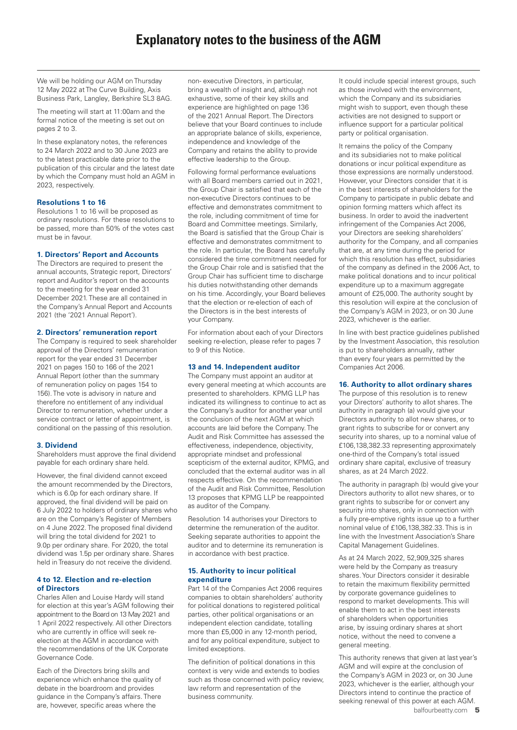# Explanatory notes to the business of the AGM

We will be holding our AGM on Thursday 12 May 2022 at The Curve Building, Axis Business Park, Langley, Berkshire SL3 8AG.

The meeting will start at 11:00am and the formal notice of the meeting is set out on pages 2 to 3.

In these explanatory notes, the references to 24 March 2022 and to 30 June 2023 are to the latest practicable date prior to the publication of this circular and the latest date by which the Company must hold an AGM in 2023, respectively.

### Resolutions 1 to 16

Resolutions 1 to 16 will be proposed as ordinary resolutions. For these resolutions to be passed, more than 50% of the votes cast must be in favour.

### 1. Directors' Report and Accounts

The Directors are required to present the annual accounts, Strategic report, Directors' report and Auditor's report on the accounts to the meeting for the year ended 31 December 2021. These are all contained in the Company's Annual Report and Accounts 2021 (the '2021 Annual Report').

### 2. Directors' remuneration report

The Company is required to seek shareholder approval of the Directors' remuneration report for the year ended 31 December 2021 on pages 150 to 166 of the 2021 Annual Report (other than the summary of remuneration policy on pages 154 to 156). The vote is advisory in nature and therefore no entitlement of any individual Director to remuneration, whether under a service contract or letter of appointment, is conditional on the passing of this resolution.

### 3. Dividend

Shareholders must approve the final dividend payable for each ordinary share held.

However, the final dividend cannot exceed the amount recommended by the Directors, which is 6.0p for each ordinary share. If approved, the final dividend will be paid on 6 July 2022 to holders of ordinary shares who are on the Company's Register of Members on 4 June 2022. The proposed final dividend will bring the total dividend for 2021 to 9.0p per ordinary share. For 2020, the total dividend was 1.5p per ordinary share. Shares held in Treasury do not receive the dividend.

### 4 to 12. Election and re-election of Directors

Charles Allen and Louise Hardy will stand for election at this year's AGM following their appointment to the Board on 13 May 2021 and 1 April 2022 respectively. All other Directors who are currently in office will seek re-election at the AGM in accordance with the recommendations of the UK Corporate Governance Code.

Each of the Directors bring skills and experience which enhance the quality of debate in the boardroom and provides guidance in the Company's affairs. There are, however, specific areas where the non- executive Directors, in particular, bring a wealth of insight and, although not exhaustive, some of their key skills and experience are highlighted on page 136 of the 2021 Annual Report. The Directors believe that your Board continues to include an appropriate balance of skills, experience, independence and knowledge of the Company and retains the ability to provide effective leadership to the Group.

Following formal performance evaluations with all Board members carried out in 2021, the Group Chair is satisfied that each of the non-executive Directors continues to be effective and demonstrates commitment to the role, including commitment of time for Board and Committee meetings. Similarly, the Board is satisfied that the Group Chair is effective and demonstrates commitment to the role. In particular, the Board has carefully considered the time commitment needed for the Group Chair role and is satisfied that the Group Chair has sufficient time to discharge his duties notwithstanding other demands on his time. Accordingly, your Board believes that the election or re-election of each of the Directors is in the best interests of your Company.

For information about each of your Directors seeking re-election, please refer to pages 7 to 9 of this Notice.

### 13 and 14. Independent auditor

The Company must appoint an auditor at every general meeting at which accounts are presented to shareholders. KPMG LLP has indicated its willingness to continue to act as the Company's auditor for another year until the conclusion of the next AGM at which accounts are laid before the Company. The Audit and Risk Committee has assessed the effectiveness, independence, objectivity, appropriate mindset and professional scepticism of the external auditor, KPMG, and concluded that the external auditor was in all respects effective. On the recommendation of the Audit and Risk Committee, Resolution 13 proposes that KPMG LLP be reappointed as auditor of the Company.

Resolution 14 authorises your Directors to determine the remuneration of the auditor. Seeking separate authorities to appoint the auditor and to determine its remuneration is in accordance with best practice.

### 15. Authority to incur political expenditure

Part 14 of the Companies Act 2006 requires companies to obtain shareholders' authority for political donations to registered political parties, other political organisations or an independent election candidate, totalling more than £5,000 in any 12-month period, and for any political expenditure, subject to limited exceptions.

The definition of political donations in this context is very wide and extends to bodies such as those concerned with policy review, law reform and representation of the business community.

It could include special interest groups, such as those involved with the environment, which the Company and its subsidiaries might wish to support, even though these activities are not designed to support or influence support for a particular political party or political organisation.

It remains the policy of the Company and its subsidiaries not to make political donations or incur political expenditure as those expressions are normally understood. However, your Directors consider that it is in the best interests of shareholders for the Company to participate in public debate and opinion forming matters which affect its business. In order to avoid the inadvertent infringement of the Companies Act 2006, your Directors are seeking shareholders' authority for the Company, and all companies that are, at any time during the period for which this resolution has effect, subsidiaries of the company as defined in the 2006 Act, to make political donations and to incur political expenditure up to a maximum aggregate amount of £25,000. The authority sought by this resolution will expire at the conclusion of the Company's AGM in 2023, or on 30 June 2023, whichever is the earlier.

In line with best practice guidelines published by the Investment Association, this resolution is put to shareholders annually, rather than every four years as permitted by the Companies Act 2006.

### 16. Authority to allot ordinary shares

The purpose of this resolution is to renew your Directors' authority to allot shares. The authority in paragraph (a) would give your Directors authority to allot new shares, or to grant rights to subscribe for or convert any security into shares, up to a nominal value of £106,138,382.33 representing approximately one-third of the Company's total issued ordinary share capital, exclusive of treasury shares, as at 24 March 2022.

The authority in paragraph (b) would give your Directors authority to allot new shares, or to grant rights to subscribe for or convert any security into shares, only in connection with a fully pre-emptive rights issue up to a further nominal value of £106,138,382.33. This is in line with the Investment Association's Share Capital Management Guidelines.

As at 24 March 2022, 52,909,325 shares were held by the Company as treasury shares. Your Directors consider it desirable to retain the maximum flexibility permitted by corporate governance guidelines to respond to market developments. This will enable them to act in the best interests of shareholders when opportunities arise, by issuing ordinary shares at short notice, without the need to convene a general meeting.

This authority renews that given at last year's AGM and will expire at the conclusion of the Company's AGM in 2023 or, on 30 June 2023, whichever is the earlier, although your Directors intend to continue the practice of seeking renewal of this power at each AGM.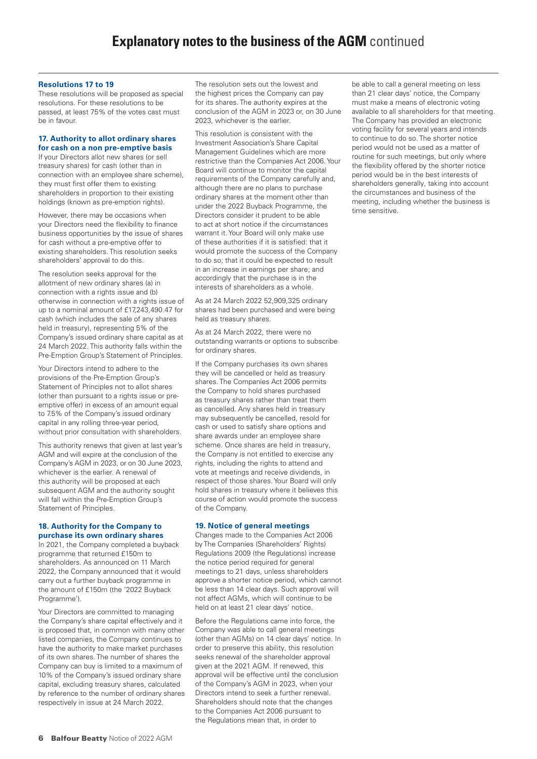# Explanatory notes to the business of the AGM continued

### Resolutions 17 to 19

These resolutions will be proposed as special resolutions. For these resolutions to be passed, at least 75% of the votes cast must be in favour.

#### 17. Authority to allot ordinary shares for cash on a non pre-emptive basis

If your Directors allot new shares (or sell treasury shares) for cash (other than in connection with an employee share scheme), they must first offer them to existing shareholders in proportion to their existing holdings (known as pre-emption rights).

However, there may be occasions when your Directors need the flexibility to finance business opportunities by the issue of shares for cash without a pre-emptive offer to existing shareholders. This resolution seeks shareholders' approval to do this.

The resolution seeks approval for the allotment of new ordinary shares (a) in connection with a rights issue and (b) otherwise in connection with a rights issue of up to a nominal amount of £17,243,490.47 for cash (which includes the sale of any shares held in treasury), representing 5% of the Company's issued ordinary share capital as at 24 March 2022. This authority falls within the Pre-Emption Group's Statement of Principles.

Your Directors intend to adhere to the provisions of the Pre-Emption Group's Statement of Principles not to allot shares (other than pursuant to a rights issue or pre-emptive offer) in excess of an amount equal to 7.5% of the Company's issued ordinary capital in any rolling three-year period, without prior consultation with shareholders.

This authority renews that given at last year's AGM and will expire at the conclusion of the Company's AGM in 2023, or on 30 June 2023, whichever is the earlier. A renewal of this authority will be proposed at each subsequent AGM and the authority sought will fall within the Pre-Emption Group's Statement of Principles.

#### 18. Authority for the Company to purchase its own ordinary shares

In 2021, the Company completed a buyback programme that returned £150m to shareholders. As announced on 11 March 2022, the Company announced that it would carry out a further buyback programme in the amount of £150m (the '2022 Buyback Programme').

Your Directors are committed to managing the Company's share capital effectively and it is proposed that, in common with many other listed companies, the Company continues to have the authority to make market purchases of its own shares. The number of shares the Company can buy is limited to a maximum of 10% of the Company's issued ordinary share capital, excluding treasury shares, calculated by reference to the number of ordinary shares respectively in issue at 24 March 2022.

The resolution sets out the lowest and the highest prices the Company can pay for its shares. The authority expires at the conclusion of the AGM in 2023 or, on 30 June 2023, whichever is the earlier.

This resolution is consistent with the Investment Association's Share Capital Management Guidelines which are more restrictive than the Companies Act 2006. Your Board will continue to monitor the capital requirements of the Company carefully and, although there are no plans to purchase ordinary shares at the moment other than under the 2022 Buyback Programme, the Directors consider it prudent to be able to act at short notice if the circumstances warrant it. Your Board will only make use of these authorities if it is satisfied: that it would promote the success of the Company to do so; that it could be expected to result in an increase in earnings per share; and accordingly that the purchase is in the interests of shareholders as a whole.

As at 24 March 2022 52,909,325 ordinary shares had been purchased and were being held as treasury shares.

As at 24 March 2022, there were no outstanding warrants or options to subscribe for ordinary shares.

If the Company purchases its own shares they will be cancelled or held as treasury shares. The Companies Act 2006 permits the Company to hold shares purchased as treasury shares rather than treat them as cancelled. Any shares held in treasury may subsequently be cancelled, resold for cash or used to satisfy share options and share awards under an employee share scheme. Once shares are held in treasury, the Company is not entitled to exercise any rights, including the rights to attend and vote at meetings and receive dividends, in respect of those shares. Your Board will only hold shares in treasury where it believes this course of action would promote the success of the Company.

#### 19. Notice of general meetings

Changes made to the Companies Act 2006 by The Companies (Shareholders' Rights) Regulations 2009 (the Regulations) increase the notice period required for general meetings to 21 days, unless shareholders approve a shorter notice period, which cannot be less than 14 clear days. Such approval will not affect AGMs, which will continue to be held on at least 21 clear days' notice.

Before the Regulations came into force, the Company was able to call general meetings (other than AGMs) on 14 clear days' notice. In order to preserve this ability, this resolution seeks renewal of the shareholder approval given at the 2021 AGM. If renewed, this approval will be effective until the conclusion of the Company's AGM in 2023, when your Directors intend to seek a further renewal. Shareholders should note that the changes to the Companies Act 2006 pursuant to the Regulations mean that, in order to be able to call a general meeting on less than 21 clear days' notice, the Company must make a means of electronic voting available to all shareholders for that meeting. The Company has provided an electronic voting facility for several years and intends to continue to do so. The shorter notice period would not be used as a matter of routine for such meetings, but only where the flexibility offered by the shorter notice period would be in the best interests of shareholders generally, taking into account the circumstances and business of the meeting, including whether the business is time sensitive.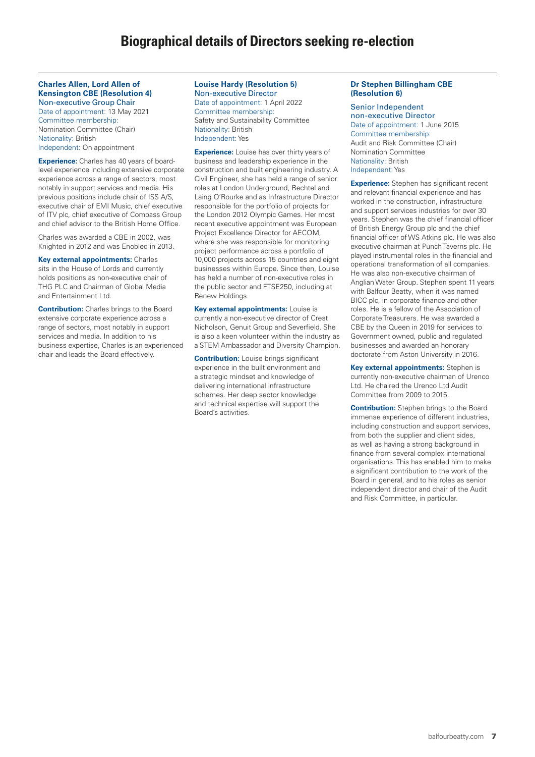# Biographical details of Directors seeking re-election

### Charles Allen, Lord Allen of Kensington CBE (Resolution 4)

Non-executive Group Chair
Date of appointment: 13 May 2021
Committee membership:
Nomination Committee (Chair)
Nationality: British
Independent: On appointment

**Experience:** Charles has 40 years of board-level experience including extensive corporate experience across a range of sectors, most notably in support services and media. His previous positions include chair of ISS A/S, executive chair of EMI Music, chief executive of ITV plc, chief executive of Compass Group and chief advisor to the British Home Office.

Charles was awarded a CBE in 2002, was Knighted in 2012 and was Enobled in 2013.

**Key external appointments:** Charles sits in the House of Lords and currently holds positions as non-executive chair of THG PLC and Chairman of Global Media and Entertainment Ltd.

**Contribution:** Charles brings to the Board extensive corporate experience across a range of sectors, most notably in support services and media. In addition to his business expertise, Charles is an experienced chair and leads the Board effectively.

### Louise Hardy (Resolution 5)

Non-executive Director
Date of appointment: 1 April 2022
Committee membership:
Safety and Sustainability Committee
Nationality: British
Independent: Yes

**Experience:** Louise has over thirty years of business and leadership experience in the construction and built engineering industry. A Civil Engineer, she has held a range of senior roles at London Underground, Bechtel and Laing O'Rourke and as Infrastructure Director responsible for the portfolio of projects for the London 2012 Olympic Games. Her most recent executive appointment was European Project Excellence Director for AECOM, where she was responsible for monitoring project performance across a portfolio of 10,000 projects across 15 countries and eight businesses within Europe. Since then, Louise has held a number of non-executive roles in the public sector and FTSE250, including at Renew Holdings.

**Key external appointments:** Louise is currently a non-executive director of Crest Nicholson, Genuit Group and Severfield. She is also a keen volunteer within the industry as a STEM Ambassador and Diversity Champion.

**Contribution:** Louise brings significant experience in the built environment and a strategic mindset and knowledge of delivering international infrastructure schemes. Her deep sector knowledge and technical expertise will support the Board's activities.

### Dr Stephen Billingham CBE (Resolution 6)

Senior Independent non-executive Director
Date of appointment: 1 June 2015
Committee membership:
Audit and Risk Committee (Chair)
Nomination Committee
Nationality: British
Independent: Yes

**Experience:** Stephen has significant recent and relevant financial experience and has worked in the construction, infrastructure and support services industries for over 30 years. Stephen was the chief financial officer of British Energy Group plc and the chief financial officer of WS Atkins plc. He was also executive chairman at Punch Taverns plc. He played instrumental roles in the financial and operational transformation of all companies. He was also non-executive chairman of Anglian Water Group. Stephen spent 11 years with Balfour Beatty, when it was named BICC plc, in corporate finance and other roles. He is a fellow of the Association of Corporate Treasurers. He was awarded a CBE by the Queen in 2019 for services to Government owned, public and regulated businesses and awarded an honorary doctorate from Aston University in 2016.

**Key external appointments:** Stephen is currently non-executive chairman of Urenco Ltd. He chaired the Urenco Ltd Audit Committee from 2009 to 2015.

**Contribution:** Stephen brings to the Board immense experience of different industries, including construction and support services, from both the supplier and client sides, as well as having a strong background in finance from several complex international organisations. This has enabled him to make a significant contribution to the work of the Board in general, and to his roles as senior independent director and chair of the Audit and Risk Committee, in particular.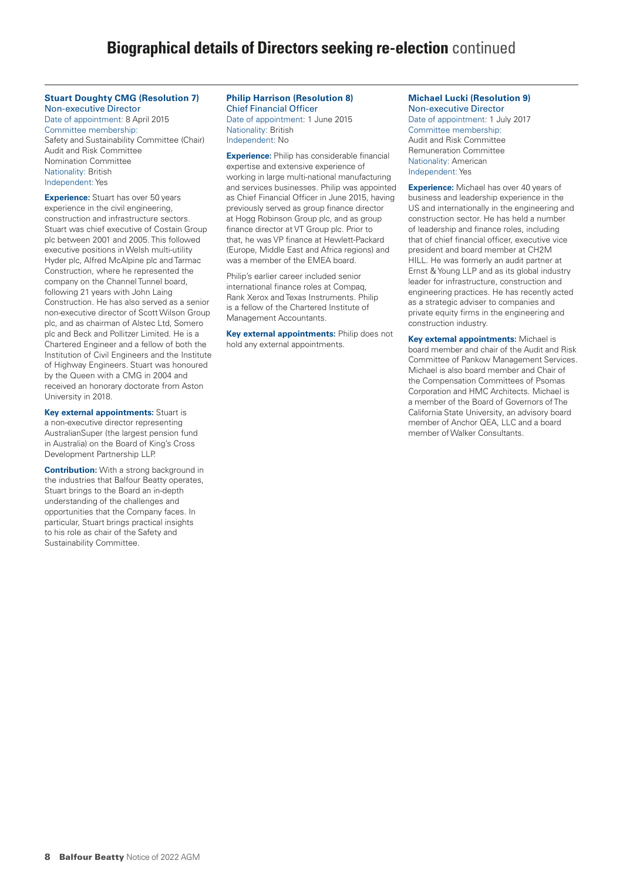# **Biographical details of Directors seeking re-election** continued

### Stuart Doughty CMG (Resolution 7)

Non-executive Director

Date of appointment: 8 April 2015

Committee membership:
Safety and Sustainability Committee (Chair)
Audit and Risk Committee
Nomination Committee

Nationality: British

Independent: Yes

**Experience:** Stuart has over 50 years experience in the civil engineering, construction and infrastructure sectors. Stuart was chief executive of Costain Group plc between 2001 and 2005. This followed executive positions in Welsh multi-utility Hyder plc, Alfred McAlpine plc and Tarmac Construction, where he represented the company on the Channel Tunnel board, following 21 years with John Laing Construction. He has also served as a senior non-executive director of Scott Wilson Group plc, and as chairman of Alstec Ltd, Somero plc and Beck and Pollitzer Limited. He is a Chartered Engineer and a fellow of both the Institution of Civil Engineers and the Institute of Highway Engineers. Stuart was honoured by the Queen with a CMG in 2004 and received an honorary doctorate from Aston University in 2018.

**Key external appointments:** Stuart is a non-executive director representing AustralianSuper (the largest pension fund in Australia) on the Board of King's Cross Development Partnership LLP.

**Contribution:** With a strong background in the industries that Balfour Beatty operates, Stuart brings to the Board an in-depth understanding of the challenges and opportunities that the Company faces. In particular, Stuart brings practical insights to his role as chair of the Safety and Sustainability Committee.

### Philip Harrison (Resolution 8)

Chief Financial Officer

Date of appointment: 1 June 2015

Nationality: British

Independent: No

**Experience:** Philip has considerable financial expertise and extensive experience of working in large multi-national manufacturing and services businesses. Philip was appointed as Chief Financial Officer in June 2015, having previously served as group finance director at Hogg Robinson Group plc, and as group finance director at VT Group plc. Prior to that, he was VP finance at Hewlett-Packard (Europe, Middle East and Africa regions) and was a member of the EMEA board.

Philip's earlier career included senior international finance roles at Compaq, Rank Xerox and Texas Instruments. Philip is a fellow of the Chartered Institute of Management Accountants.

**Key external appointments:** Philip does not hold any external appointments.

### Michael Lucki (Resolution 9)

Non-executive Director

Date of appointment: 1 July 2017

Committee membership:
Audit and Risk Committee
Remuneration Committee

Nationality: American

Independent: Yes

**Experience:** Michael has over 40 years of business and leadership experience in the US and internationally in the engineering and construction sector. He has held a number of leadership and finance roles, including that of chief financial officer, executive vice president and board member at CH2M HILL. He was formerly an audit partner at Ernst & Young LLP and as its global industry leader for infrastructure, construction and engineering practices. He has recently acted as a strategic adviser to companies and private equity firms in the engineering and construction industry.

**Key external appointments:** Michael is board member and chair of the Audit and Risk Committee of Pankow Management Services. Michael is also board member and Chair of the Compensation Committees of Psomas Corporation and HMC Architects. Michael is a member of the Board of Governors of The California State University, an advisory board member of Anchor QEA, LLC and a board member of Walker Consultants.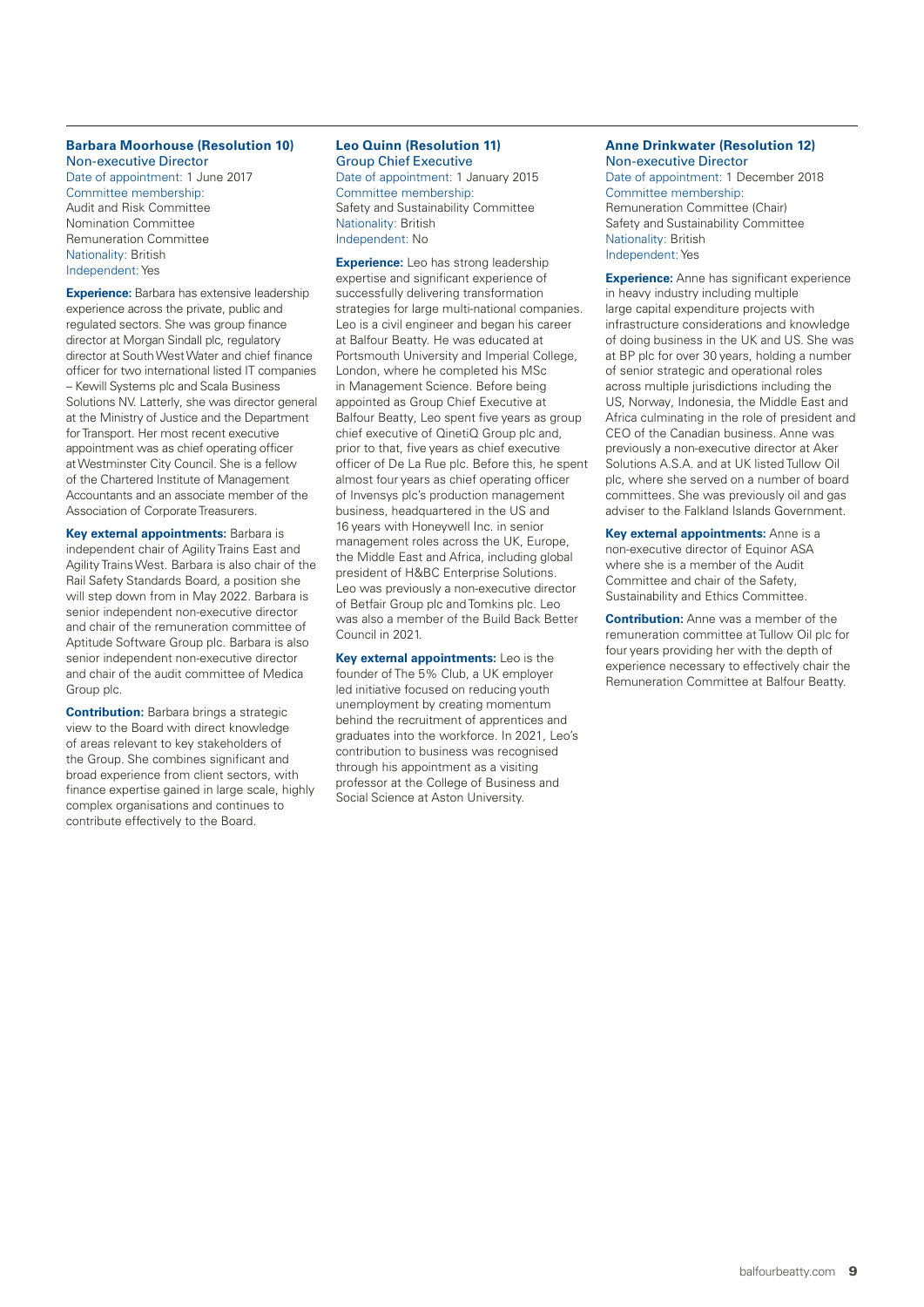### Barbara Moorhouse (Resolution 10)

Non-executive Director

Date of appointment: 1 June 2017

Committee membership:
Audit and Risk Committee
Nomination Committee
Remuneration Committee

Nationality: British

Independent: Yes

**Experience:** Barbara has extensive leadership experience across the private, public and regulated sectors. She was group finance director at Morgan Sindall plc, regulatory director at South West Water and chief finance officer for two international listed IT companies – Kewill Systems plc and Scala Business Solutions NV. Latterly, she was director general at the Ministry of Justice and the Department for Transport. Her most recent executive appointment was as chief operating officer at Westminster City Council. She is a fellow of the Chartered Institute of Management Accountants and an associate member of the Association of Corporate Treasurers.

**Key external appointments:** Barbara is independent chair of Agility Trains East and Agility Trains West. Barbara is also chair of the Rail Safety Standards Board, a position she will step down from in May 2022. Barbara is senior independent non-executive director and chair of the remuneration committee of Aptitude Software Group plc. Barbara is also senior independent non-executive director and chair of the audit committee of Medica Group plc.

**Contribution:** Barbara brings a strategic view to the Board with direct knowledge of areas relevant to key stakeholders of the Group. She combines significant and broad experience from client sectors, with finance expertise gained in large scale, highly complex organisations and continues to contribute effectively to the Board.

### Leo Quinn (Resolution 11)

Group Chief Executive

Date of appointment: 1 January 2015

Committee membership:
Safety and Sustainability Committee

Nationality: British

Independent: No

**Experience:** Leo has strong leadership expertise and significant experience of successfully delivering transformation strategies for large multi-national companies. Leo is a civil engineer and began his career at Balfour Beatty. He was educated at Portsmouth University and Imperial College, London, where he completed his MSc in Management Science. Before being appointed as Group Chief Executive at Balfour Beatty, Leo spent five years as group chief executive of QinetiQ Group plc and, prior to that, five years as chief executive officer of De La Rue plc. Before this, he spent almost four years as chief operating officer of Invensys plc's production management business, headquartered in the US and 16 years with Honeywell Inc. in senior management roles across the UK, Europe, the Middle East and Africa, including global president of H&BC Enterprise Solutions. Leo was previously a non-executive director of Betfair Group plc and Tomkins plc. Leo was also a member of the Build Back Better Council in 2021.

**Key external appointments:** Leo is the founder of The 5% Club, a UK employer led initiative focused on reducing youth unemployment by creating momentum behind the recruitment of apprentices and graduates into the workforce. In 2021, Leo's contribution to business was recognised through his appointment as a visiting professor at the College of Business and Social Science at Aston University.

### Anne Drinkwater (Resolution 12)

Non-executive Director

Date of appointment: 1 December 2018

Committee membership:
Remuneration Committee (Chair)
Safety and Sustainability Committee

Nationality: British

Independent: Yes

**Experience:** Anne has significant experience in heavy industry including multiple large capital expenditure projects with infrastructure considerations and knowledge of doing business in the UK and US. She was at BP plc for over 30 years, holding a number of senior strategic and operational roles across multiple jurisdictions including the US, Norway, Indonesia, the Middle East and Africa culminating in the role of president and CEO of the Canadian business. Anne was previously a non-executive director at Aker Solutions A.S.A. and at UK listed Tullow Oil plc, where she served on a number of board committees. She was previously oil and gas adviser to the Falkland Islands Government.

**Key external appointments:** Anne is a non-executive director of Equinor ASA where she is a member of the Audit Committee and chair of the Safety, Sustainability and Ethics Committee.

**Contribution:** Anne was a member of the remuneration committee at Tullow Oil plc for four years providing her with the depth of experience necessary to effectively chair the Remuneration Committee at Balfour Beatty.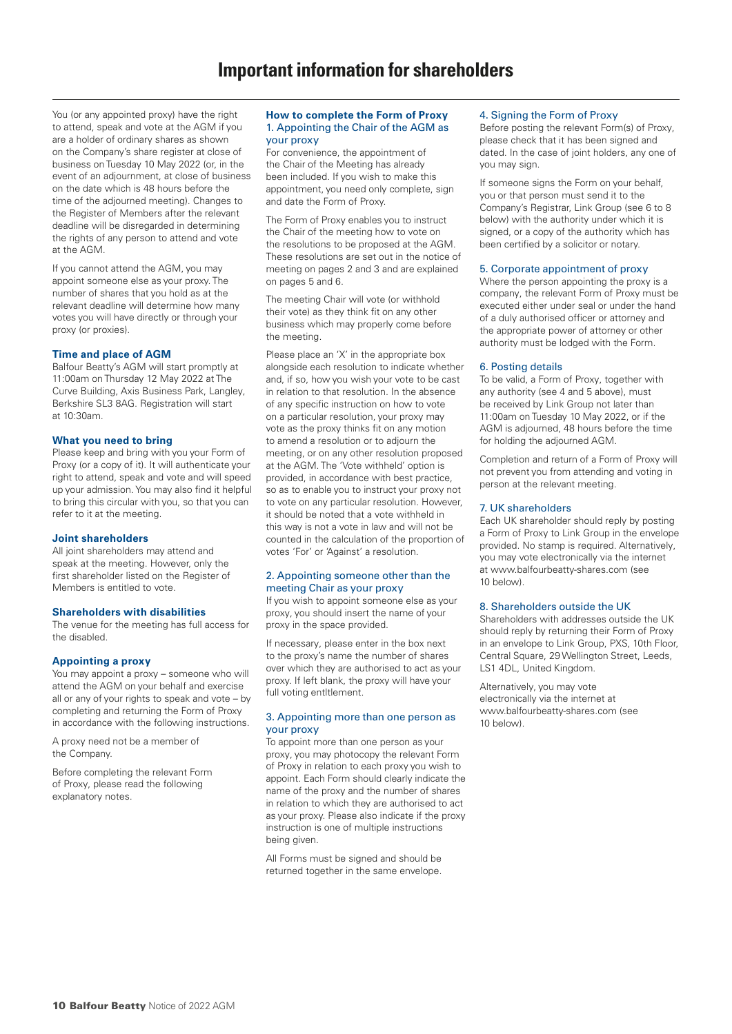# Important information for shareholders

You (or any appointed proxy) have the right to attend, speak and vote at the AGM if you are a holder of ordinary shares as shown on the Company's share register at close of business on Tuesday 10 May 2022 (or, in the event of an adjournment, at close of business on the date which is 48 hours before the time of the adjourned meeting). Changes to the Register of Members after the relevant deadline will be disregarded in determining the rights of any person to attend and vote at the AGM.

If you cannot attend the AGM, you may appoint someone else as your proxy. The number of shares that you hold as at the relevant deadline will determine how many votes you will have directly or through your proxy (or proxies).

### Time and place of AGM

Balfour Beatty's AGM will start promptly at 11:00am on Thursday 12 May 2022 at The Curve Building, Axis Business Park, Langley, Berkshire SL3 8AG. Registration will start at 10:30am.

### What you need to bring

Please keep and bring with you your Form of Proxy (or a copy of it). It will authenticate your right to attend, speak and vote and will speed up your admission. You may also find it helpful to bring this circular with you, so that you can refer to it at the meeting.

### Joint shareholders

All joint shareholders may attend and speak at the meeting. However, only the first shareholder listed on the Register of Members is entitled to vote.

### Shareholders with disabilities

The venue for the meeting has full access for the disabled.

### Appointing a proxy

You may appoint a proxy – someone who will attend the AGM on your behalf and exercise all or any of your rights to speak and vote – by completing and returning the Form of Proxy in accordance with the following instructions.

A proxy need not be a member of the Company.

Before completing the relevant Form of Proxy, please read the following explanatory notes.

### How to complete the Form of Proxy

#### 1. Appointing the Chair of the AGM as your proxy

For convenience, the appointment of the Chair of the Meeting has already been included. If you wish to make this appointment, you need only complete, sign and date the Form of Proxy.

The Form of Proxy enables you to instruct the Chair of the meeting how to vote on the resolutions to be proposed at the AGM. These resolutions are set out in the notice of meeting on pages 2 and 3 and are explained on pages 5 and 6.

The meeting Chair will vote (or withhold their vote) as they think fit on any other business which may properly come before the meeting.

Please place an 'X' in the appropriate box alongside each resolution to indicate whether and, if so, how you wish your vote to be cast in relation to that resolution. In the absence of any specific instruction on how to vote on a particular resolution, your proxy may vote as the proxy thinks fit on any motion to amend a resolution or to adjourn the meeting, or on any other resolution proposed at the AGM. The 'Vote withheld' option is provided, in accordance with best practice, so as to enable you to instruct your proxy not to vote on any particular resolution. However, it should be noted that a vote withheld in this way is not a vote in law and will not be counted in the calculation of the proportion of votes 'For' or 'Against' a resolution.

#### 2. Appointing someone other than the meeting Chair as your proxy

If you wish to appoint someone else as your proxy, you should insert the name of your proxy in the space provided.

If necessary, please enter in the box next to the proxy's name the number of shares over which they are authorised to act as your proxy. If left blank, the proxy will have your full voting entItlement.

#### 3. Appointing more than one person as your proxy

To appoint more than one person as your proxy, you may photocopy the relevant Form of Proxy in relation to each proxy you wish to appoint. Each Form should clearly indicate the name of the proxy and the number of shares in relation to which they are authorised to act as your proxy. Please also indicate if the proxy instruction is one of multiple instructions being given.

All Forms must be signed and should be returned together in the same envelope.

#### 4. Signing the Form of Proxy

Before posting the relevant Form(s) of Proxy, please check that it has been signed and dated. In the case of joint holders, any one of you may sign.

If someone signs the Form on your behalf, you or that person must send it to the Company's Registrar, Link Group (see 6 to 8 below) with the authority under which it is signed, or a copy of the authority which has been certified by a solicitor or notary.

#### 5. Corporate appointment of proxy

Where the person appointing the proxy is a company, the relevant Form of Proxy must be executed either under seal or under the hand of a duly authorised officer or attorney and the appropriate power of attorney or other authority must be lodged with the Form.

#### 6. Posting details

To be valid, a Form of Proxy, together with any authority (see 4 and 5 above), must be received by Link Group not later than 11:00am on Tuesday 10 May 2022, or if the AGM is adjourned, 48 hours before the time for holding the adjourned AGM.

Completion and return of a Form of Proxy will not prevent you from attending and voting in person at the relevant meeting.

#### 7. UK shareholders

Each UK shareholder should reply by posting a Form of Proxy to Link Group in the envelope provided. No stamp is required. Alternatively, you may vote electronically via the internet at www.balfourbeatty-shares.com (see 10 below).

#### 8. Shareholders outside the UK

Shareholders with addresses outside the UK should reply by returning their Form of Proxy in an envelope to Link Group, PXS, 10th Floor, Central Square, 29 Wellington Street, Leeds, LS1 4DL, United Kingdom.

Alternatively, you may vote electronically via the internet at www.balfourbeatty-shares.com (see 10 below).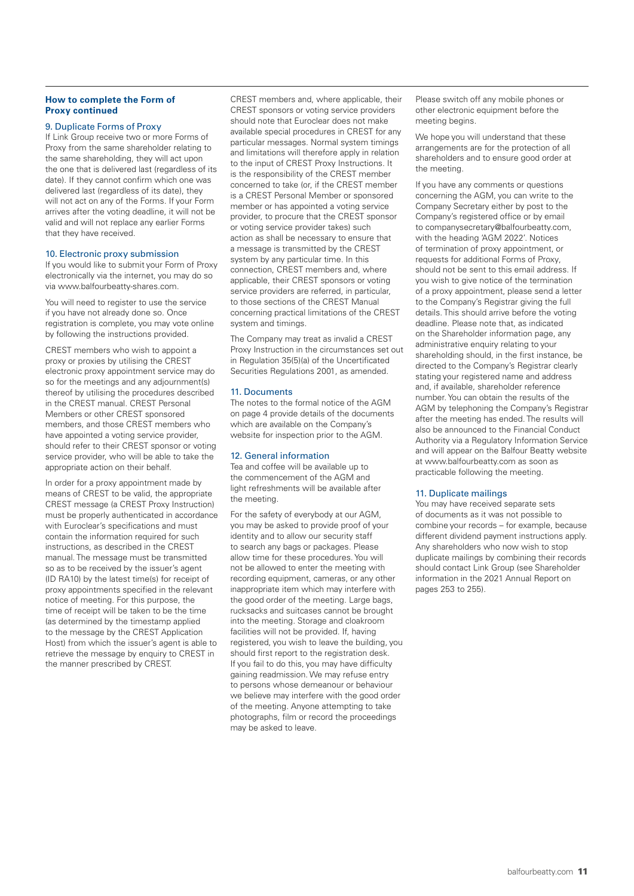## How to complete the Form of Proxy continued

### 9. Duplicate Forms of Proxy

If Link Group receive two or more Forms of Proxy from the same shareholder relating to the same shareholding, they will act upon the one that is delivered last (regardless of its date). If they cannot confirm which one was delivered last (regardless of its date), they will not act on any of the Forms. If your Form arrives after the voting deadline, it will not be valid and will not replace any earlier Forms that they have received.

### 10. Electronic proxy submission

If you would like to submit your Form of Proxy electronically via the internet, you may do so via www.balfourbeatty-shares.com.

You will need to register to use the service if you have not already done so. Once registration is complete, you may vote online by following the instructions provided.

CREST members who wish to appoint a proxy or proxies by utilising the CREST electronic proxy appointment service may do so for the meetings and any adjournment(s) thereof by utilising the procedures described in the CREST manual. CREST Personal Members or other CREST sponsored members, and those CREST members who have appointed a voting service provider, should refer to their CREST sponsor or voting service provider, who will be able to take the appropriate action on their behalf.

In order for a proxy appointment made by means of CREST to be valid, the appropriate CREST message (a CREST Proxy Instruction) must be properly authenticated in accordance with Euroclear's specifications and must contain the information required for such instructions, as described in the CREST manual. The message must be transmitted so as to be received by the issuer's agent (ID RA10) by the latest time(s) for receipt of proxy appointments specified in the relevant notice of meeting. For this purpose, the time of receipt will be taken to be the time (as determined by the timestamp applied to the message by the CREST Application Host) from which the issuer's agent is able to retrieve the message by enquiry to CREST in the manner prescribed by CREST.

CREST members and, where applicable, their CREST sponsors or voting service providers should note that Euroclear does not make available special procedures in CREST for any particular messages. Normal system timings and limitations will therefore apply in relation to the input of CREST Proxy Instructions. It is the responsibility of the CREST member concerned to take (or, if the CREST member is a CREST Personal Member or sponsored member or has appointed a voting service provider, to procure that the CREST sponsor or voting service provider takes) such action as shall be necessary to ensure that a message is transmitted by the CREST system by any particular time. In this connection, CREST members and, where applicable, their CREST sponsors or voting service providers are referred, in particular, to those sections of the CREST Manual concerning practical limitations of the CREST system and timings.

The Company may treat as invalid a CREST Proxy Instruction in the circumstances set out in Regulation 35(5)(a) of the Uncertificated Securities Regulations 2001, as amended.

### 11. Documents

The notes to the formal notice of the AGM on page 4 provide details of the documents which are available on the Company's website for inspection prior to the AGM.

### 12. General information

Tea and coffee will be available up to the commencement of the AGM and light refreshments will be available after the meeting.

For the safety of everybody at our AGM, you may be asked to provide proof of your identity and to allow our security staff to search any bags or packages. Please allow time for these procedures. You will not be allowed to enter the meeting with recording equipment, cameras, or any other inappropriate item which may interfere with the good order of the meeting. Large bags, rucksacks and suitcases cannot be brought into the meeting. Storage and cloakroom facilities will not be provided. If, having registered, you wish to leave the building, you should first report to the registration desk. If you fail to do this, you may have difficulty gaining readmission. We may refuse entry to persons whose demeanour or behaviour we believe may interfere with the good order of the meeting. Anyone attempting to take photographs, film or record the proceedings may be asked to leave.

Please switch off any mobile phones or other electronic equipment before the meeting begins.

We hope you will understand that these arrangements are for the protection of all shareholders and to ensure good order at the meeting.

If you have any comments or questions concerning the AGM, you can write to the Company Secretary either by post to the Company's registered office or by email to companysecretary@balfourbeatty.com, with the heading 'AGM 2022'. Notices of termination of proxy appointment, or requests for additional Forms of Proxy, should not be sent to this email address. If you wish to give notice of the termination of a proxy appointment, please send a letter to the Company's Registrar giving the full details. This should arrive before the voting deadline. Please note that, as indicated on the Shareholder information page, any administrative enquiry relating to your shareholding should, in the first instance, be directed to the Company's Registrar clearly stating your registered name and address and, if available, shareholder reference number. You can obtain the results of the AGM by telephoning the Company's Registrar after the meeting has ended. The results will also be announced to the Financial Conduct Authority via a Regulatory Information Service and will appear on the Balfour Beatty website at www.balfourbeatty.com as soon as practicable following the meeting.

### 11. Duplicate mailings

You may have received separate sets of documents as it was not possible to combine your records – for example, because different dividend payment instructions apply. Any shareholders who now wish to stop duplicate mailings by combining their records should contact Link Group (see Shareholder information in the 2021 Annual Report on pages 253 to 255).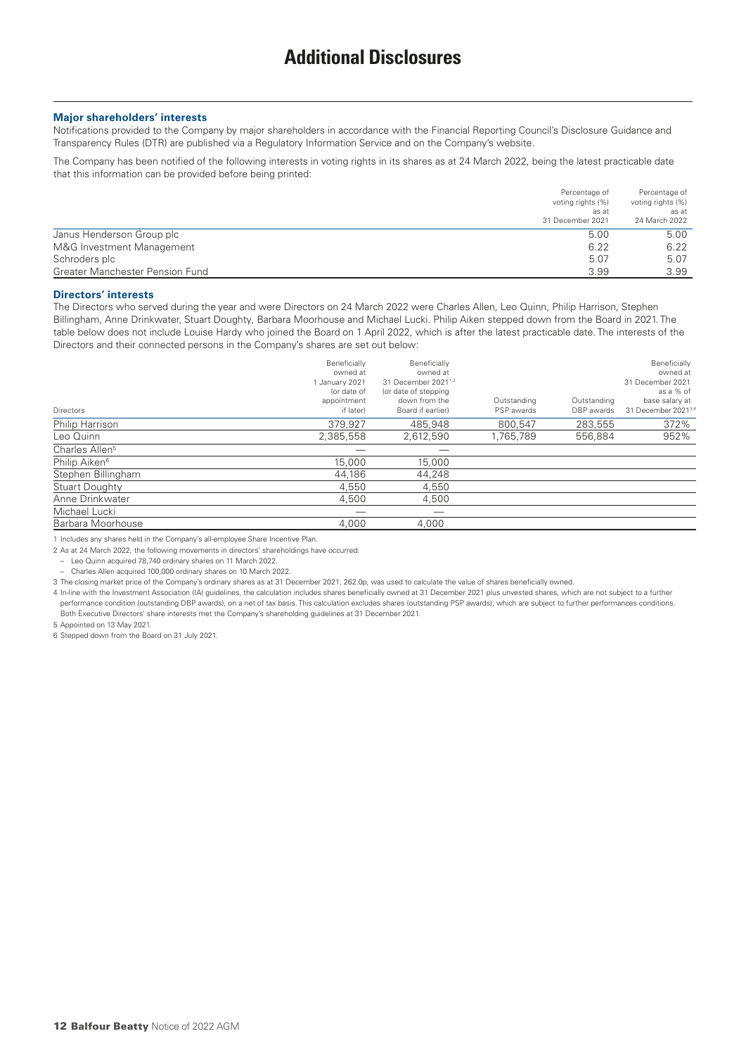# Additional Disclosures

### Major shareholders' interests

Notifications provided to the Company by major shareholders in accordance with the Financial Reporting Council's Disclosure Guidance and Transparency Rules (DTR) are published via a Regulatory Information Service and on the Company's website.

The Company has been notified of the following interests in voting rights in its shares as at 24 March 2022, being the latest practicable date that this information can be provided before being printed:

| | Percentage of voting rights (%) as at 31 December 2021 | Percentage of voting rights (%) as at 24 March 2022 |
|---|---|---|
| Janus Henderson Group plc | 5.00 | 5.00 |
| M&G Investment Management | 6.22 | 6.22 |
| Schroders plc | 5.07 | 5.07 |
| Greater Manchester Pension Fund | 3.99 | 3.99 |

### Directors' interests

The Directors who served during the year and were Directors on 24 March 2022 were Charles Allen, Leo Quinn, Philip Harrison, Stephen Billingham, Anne Drinkwater, Stuart Doughty, Barbara Moorhouse and Michael Lucki. Philip Aiken stepped down from the Board in 2021. The table below does not include Louise Hardy who joined the Board on 1 April 2022, which is after the latest practicable date. The interests of the Directors and their connected persons in the Company's shares are set out below:

| Directors | Beneficially owned at 1 January 2021 (or date of appointment if later) | Beneficially owned at 31 December 2021[1,2] (or date of stepping down from the Board if earlier) | Outstanding PSP awards | Outstanding DBP awards | Beneficially owned at 31 December 2021 as a % of base salary at 31 December 2021[3,4] |
|---|---|---|---|---|---|
| Philip Harrison | 379,927 | 485,948 | 800,547 | 283,555 | 372% |
| Leo Quinn | 2,385,558 | 2,612,590 | 1,765,789 | 556,884 | 952% |
| Charles Allen[5] | — | — | | | |
| Philip Aiken[6] | 15,000 | 15,000 | | | |
| Stephen Billingham | 44,186 | 44,248 | | | |
| Stuart Doughty | 4,550 | 4,550 | | | |
| Anne Drinkwater | 4,500 | 4,500 | | | |
| Michael Lucki | — | — | | | |
| Barbara Moorhouse | 4,000 | 4,000 | | | |

1 Includes any shares held in the Company's all-employee Share Incentive Plan.

2 As at 24 March 2022, the following movements in directors' shareholdings have occurred:
- Leo Quinn acquired 78,740 ordinary shares on 11 March 2022.
- Charles Allen acquired 100,000 ordinary shares on 10 March 2022.

3 The closing market price of the Company's ordinary shares as at 31 December 2021, 262.0p, was used to calculate the value of shares beneficially owned.

4 In-line with the Investment Association (IA) guidelines, the calculation includes shares beneficially owned at 31 December 2021 plus unvested shares, which are not subject to a further performance condition (outstanding DBP awards), on a net of tax basis. This calculation excludes shares (outstanding PSP awards), which are subject to further performances conditions. Both Executive Directors' share interests met the Company's shareholding guidelines at 31 December 2021.

5 Appointed on 13 May 2021.

6 Stepped down from the Board on 31 July 2021.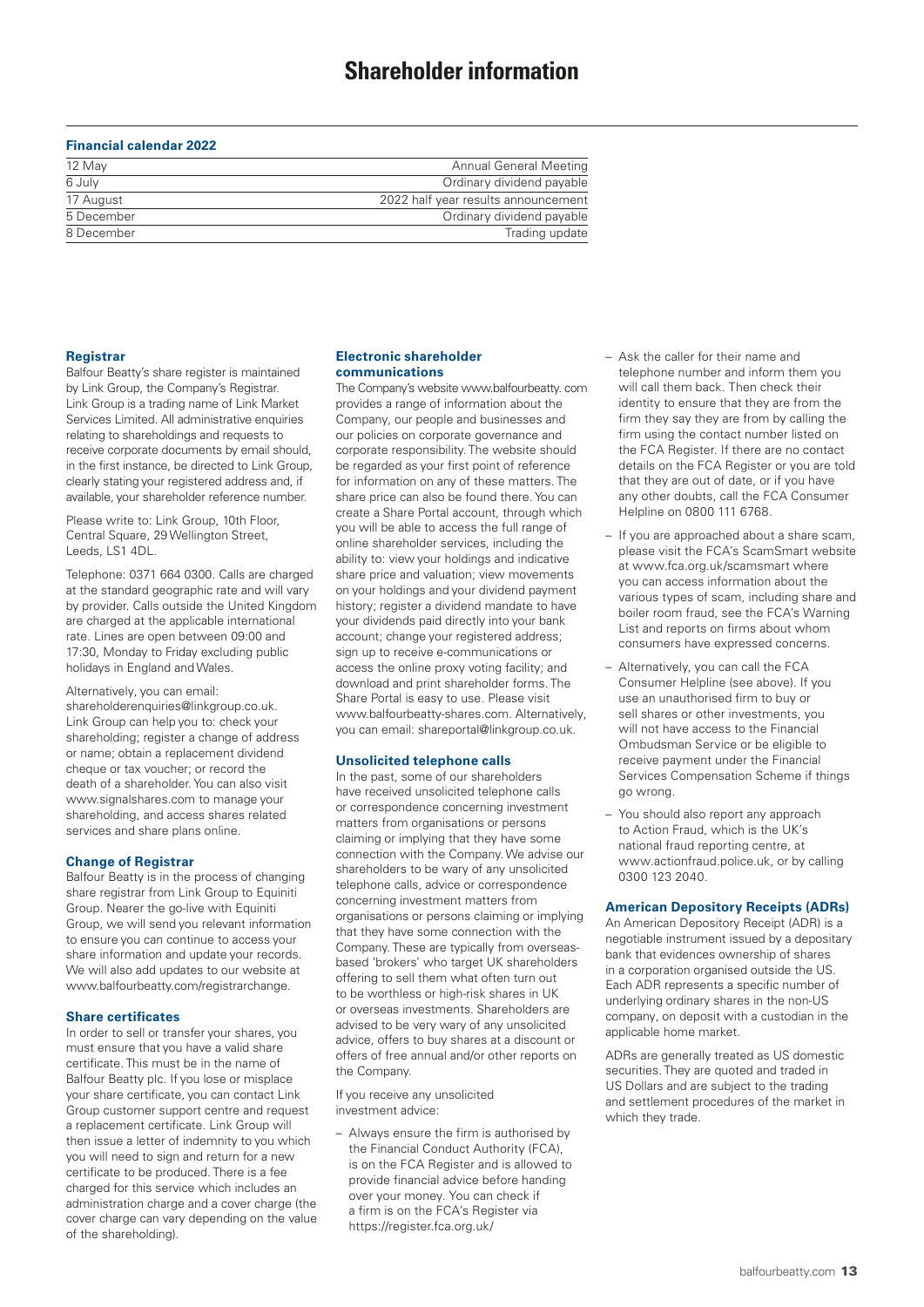# Shareholder information

### Financial calendar 2022

| | |
|---|---|
| 12 May | Annual General Meeting |
| 6 July | Ordinary dividend payable |
| 17 August | 2022 half year results announcement |
| 5 December | Ordinary dividend payable |
| 8 December | Trading update |

### Registrar

Balfour Beatty's share register is maintained by Link Group, the Company's Registrar. Link Group is a trading name of Link Market Services Limited. All administrative enquiries relating to shareholdings and requests to receive corporate documents by email should, in the first instance, be directed to Link Group, clearly stating your registered address and, if available, your shareholder reference number.

Please write to: Link Group, 10th Floor, Central Square, 29 Wellington Street, Leeds, LS1 4DL.

Telephone: 0371 664 0300. Calls are charged at the standard geographic rate and will vary by provider. Calls outside the United Kingdom are charged at the applicable international rate. Lines are open between 09:00 and 17:30, Monday to Friday excluding public holidays in England and Wales.

Alternatively, you can email: shareholderenquiries@linkgroup.co.uk. Link Group can help you to: check your shareholding; register a change of address or name; obtain a replacement dividend cheque or tax voucher; or record the death of a shareholder. You can also visit www.signalshares.com to manage your shareholding, and access shares related services and share plans online.

### Change of Registrar

Balfour Beatty is in the process of changing share registrar from Link Group to Equiniti Group. Nearer the go-live with Equiniti Group, we will send you relevant information to ensure you can continue to access your share information and update your records. We will also add updates to our website at www.balfourbeatty.com/registrarchange.

### Share certificates

In order to sell or transfer your shares, you must ensure that you have a valid share certificate. This must be in the name of Balfour Beatty plc. If you lose or misplace your share certificate, you can contact Link Group customer support centre and request a replacement certificate. Link Group will then issue a letter of indemnity to you which you will need to sign and return for a new certificate to be produced. There is a fee charged for this service which includes an administration charge and a cover charge (the cover charge can vary depending on the value of the shareholding).

### Electronic shareholder communications

The Company's website www.balfourbeatty. com provides a range of information about the Company, our people and businesses and our policies on corporate governance and corporate responsibility. The website should be regarded as your first point of reference for information on any of these matters. The share price can also be found there. You can create a Share Portal account, through which you will be able to access the full range of online shareholder services, including the ability to: view your holdings and indicative share price and valuation; view movements on your holdings and your dividend payment history; register a dividend mandate to have your dividends paid directly into your bank account; change your registered address; sign up to receive e-communications or access the online proxy voting facility; and download and print shareholder forms. The Share Portal is easy to use. Please visit www.balfourbeatty-shares.com. Alternatively, you can email: shareportal@linkgroup.co.uk.

### Unsolicited telephone calls

In the past, some of our shareholders have received unsolicited telephone calls or correspondence concerning investment matters from organisations or persons claiming or implying that they have some connection with the Company. We advise our shareholders to be wary of any unsolicited telephone calls, advice or correspondence concerning investment matters from organisations or persons claiming or implying that they have some connection with the Company. These are typically from overseas-based 'brokers' who target UK shareholders offering to sell them what often turn out to be worthless or high-risk shares in UK or overseas investments. Shareholders are advised to be very wary of any unsolicited advice, offers to buy shares at a discount or offers of free annual and/or other reports on the Company.

If you receive any unsolicited investment advice:

- Always ensure the firm is authorised by the Financial Conduct Authority (FCA), is on the FCA Register and is allowed to provide financial advice before handing over your money. You can check if a firm is on the FCA's Register via https://register.fca.org.uk/
- Ask the caller for their name and telephone number and inform them you will call them back. Then check their identity to ensure that they are from the firm they say they are from by calling the firm using the contact number listed on the FCA Register. If there are no contact details on the FCA Register or you are told that they are out of date, or if you have any other doubts, call the FCA Consumer Helpline on 0800 111 6768.
- If you are approached about a share scam, please visit the FCA's ScamSmart website at www.fca.org.uk/scamsmart where you can access information about the various types of scam, including share and boiler room fraud, see the FCA's Warning List and reports on firms about whom consumers have expressed concerns.
- Alternatively, you can call the FCA Consumer Helpline (see above). If you use an unauthorised firm to buy or sell shares or other investments, you will not have access to the Financial Ombudsman Service or be eligible to receive payment under the Financial Services Compensation Scheme if things go wrong.
- You should also report any approach to Action Fraud, which is the UK's national fraud reporting centre, at www.actionfraud.police.uk, or by calling 0300 123 2040.

### American Depository Receipts (ADRs)

An American Depository Receipt (ADR) is a negotiable instrument issued by a depositary bank that evidences ownership of shares in a corporation organised outside the US. Each ADR represents a specific number of underlying ordinary shares in the non-US company, on deposit with a custodian in the applicable home market.

ADRs are generally treated as US domestic securities. They are quoted and traded in US Dollars and are subject to the trading and settlement procedures of the market in which they trade.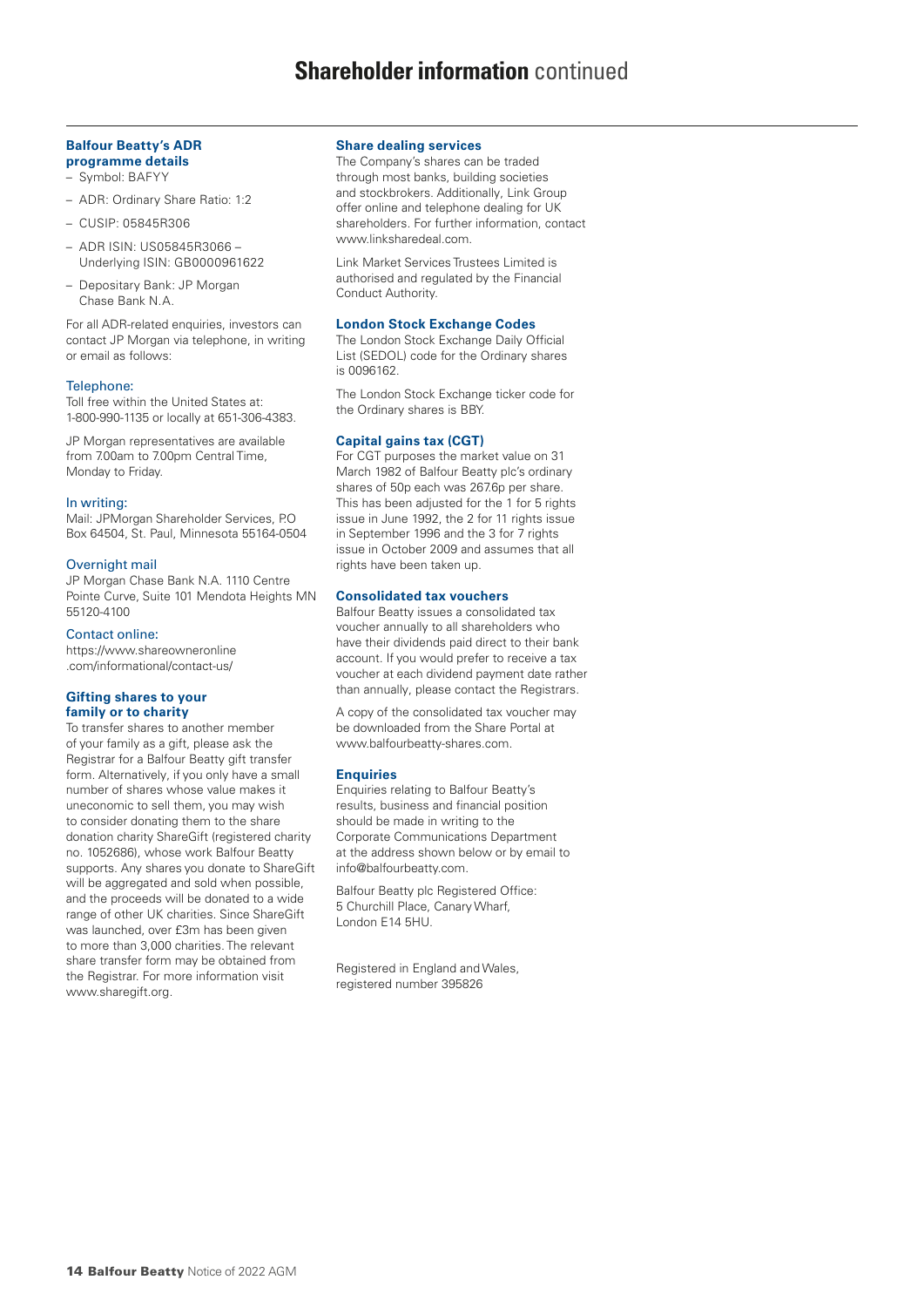# Shareholder information continued

### Balfour Beatty's ADR programme details

- Symbol: BAFYY
- ADR: Ordinary Share Ratio: 1:2
- CUSIP: 05845R306
- ADR ISIN: US05845R3066 – Underlying ISIN: GB0000961622
- Depositary Bank: JP Morgan Chase Bank N.A.

For all ADR-related enquiries, investors can contact JP Morgan via telephone, in writing or email as follows:

#### Telephone:

Toll free within the United States at: 1-800-990-1135 or locally at 651-306-4383.

JP Morgan representatives are available from 7.00am to 7.00pm Central Time, Monday to Friday.

#### In writing:

Mail: JPMorgan Shareholder Services, P.O Box 64504, St. Paul, Minnesota 55164-0504

#### Overnight mail

JP Morgan Chase Bank N.A. 1110 Centre Pointe Curve, Suite 101 Mendota Heights MN 55120-4100

#### Contact online:

https://www.shareowneronline.com/informational/contact-us/

### Gifting shares to your family or to charity

To transfer shares to another member of your family as a gift, please ask the Registrar for a Balfour Beatty gift transfer form. Alternatively, if you only have a small number of shares whose value makes it uneconomic to sell them, you may wish to consider donating them to the share donation charity ShareGift (registered charity no. 1052686), whose work Balfour Beatty supports. Any shares you donate to ShareGift will be aggregated and sold when possible, and the proceeds will be donated to a wide range of other UK charities. Since ShareGift was launched, over £3m has been given to more than 3,000 charities. The relevant share transfer form may be obtained from the Registrar. For more information visit www.sharegift.org.

### Share dealing services

The Company's shares can be traded through most banks, building societies and stockbrokers. Additionally, Link Group offer online and telephone dealing for UK shareholders. For further information, contact www.linksharedeal.com.

Link Market Services Trustees Limited is authorised and regulated by the Financial Conduct Authority.

### London Stock Exchange Codes

The London Stock Exchange Daily Official List (SEDOL) code for the Ordinary shares is 0096162.

The London Stock Exchange ticker code for the Ordinary shares is BBY.

### Capital gains tax (CGT)

For CGT purposes the market value on 31 March 1982 of Balfour Beatty plc's ordinary shares of 50p each was 267.6p per share. This has been adjusted for the 1 for 5 rights issue in June 1992, the 2 for 11 rights issue in September 1996 and the 3 for 7 rights issue in October 2009 and assumes that all rights have been taken up.

### Consolidated tax vouchers

Balfour Beatty issues a consolidated tax voucher annually to all shareholders who have their dividends paid direct to their bank account. If you would prefer to receive a tax voucher at each dividend payment date rather than annually, please contact the Registrars.

A copy of the consolidated tax voucher may be downloaded from the Share Portal at www.balfourbeatty-shares.com.

### Enquiries

Enquiries relating to Balfour Beatty's results, business and financial position should be made in writing to the Corporate Communications Department at the address shown below or by email to info@balfourbeatty.com.

Balfour Beatty plc Registered Office:
5 Churchill Place, Canary Wharf,
London E14 5HU.

Registered in England and Wales,
registered number 395826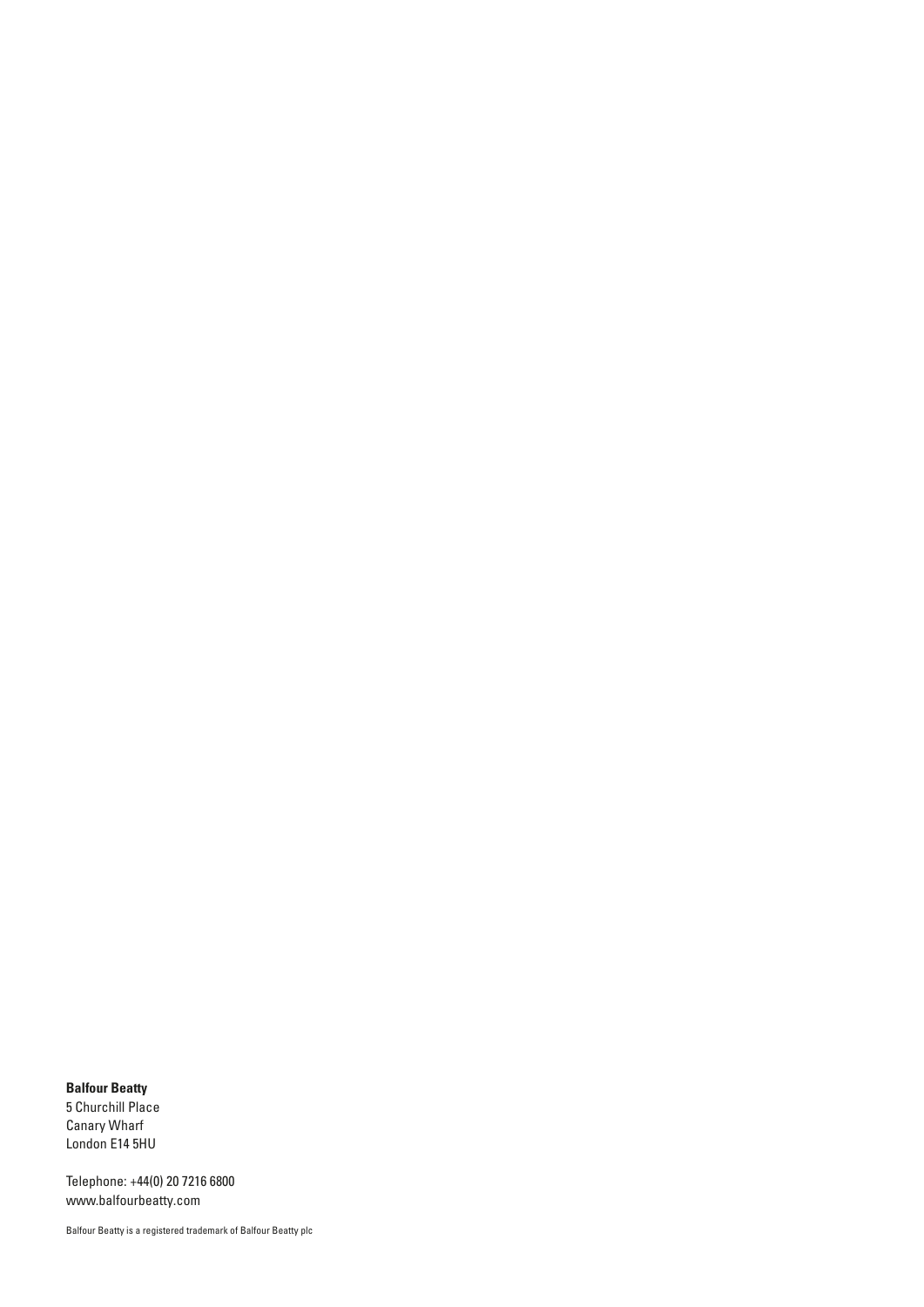**Balfour Beatty**
5 Churchill Place
Canary Wharf
London E14 5HU

Telephone: +44(0) 20 7216 6800
www.balfourbeatty.com

Balfour Beatty is a registered trademark of Balfour Beatty plc